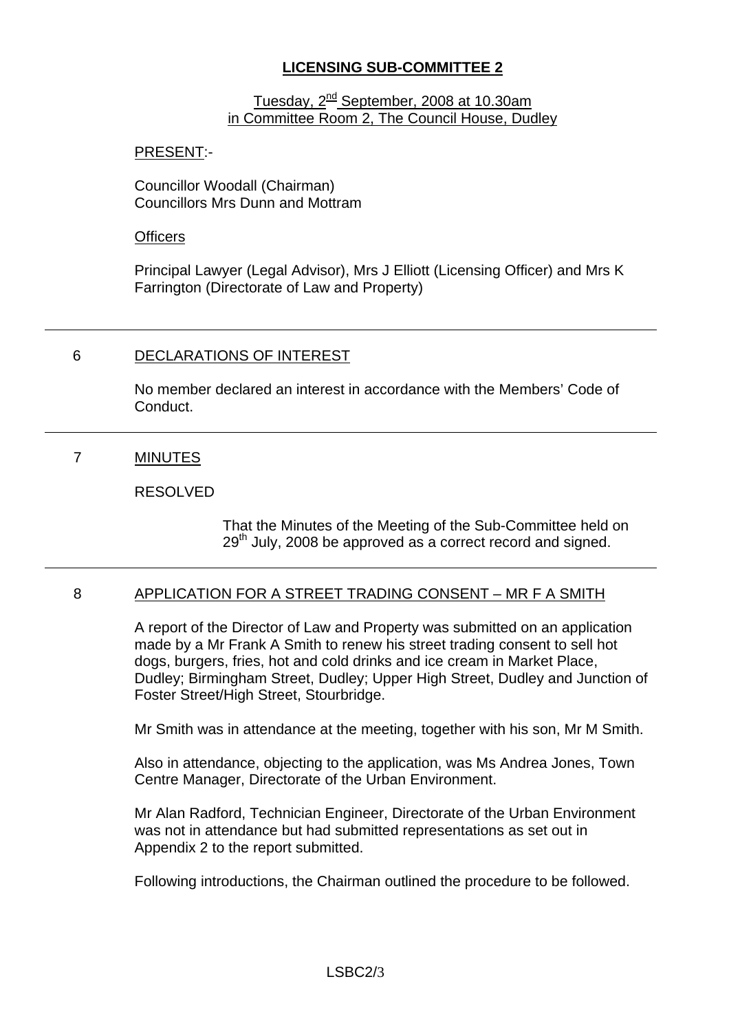# LICENSING SUB-COMMITTEE 2

Tuesday, 2nd September, 2008 at 10.30am
in Committee Room 2, The Council House, Dudley

PRESENT:-

Councillor Woodall (Chairman)
Councillors Mrs Dunn and Mottram

Officers

Principal Lawyer (Legal Advisor), Mrs J Elliott (Licensing Officer) and Mrs K Farrington (Directorate of Law and Property)

---

## 6 DECLARATIONS OF INTEREST

No member declared an interest in accordance with the Members' Code of Conduct.

---

## 7 MINUTES

RESOLVED

> That the Minutes of the Meeting of the Sub-Committee held on 29th July, 2008 be approved as a correct record and signed.

---

## 8 APPLICATION FOR A STREET TRADING CONSENT – MR F A SMITH

A report of the Director of Law and Property was submitted on an application made by a Mr Frank A Smith to renew his street trading consent to sell hot dogs, burgers, fries, hot and cold drinks and ice cream in Market Place, Dudley; Birmingham Street, Dudley; Upper High Street, Dudley and Junction of Foster Street/High Street, Stourbridge.

Mr Smith was in attendance at the meeting, together with his son, Mr M Smith.

Also in attendance, objecting to the application, was Ms Andrea Jones, Town Centre Manager, Directorate of the Urban Environment.

Mr Alan Radford, Technician Engineer, Directorate of the Urban Environment was not in attendance but had submitted representations as set out in Appendix 2 to the report submitted.

Following introductions, the Chairman outlined the procedure to be followed.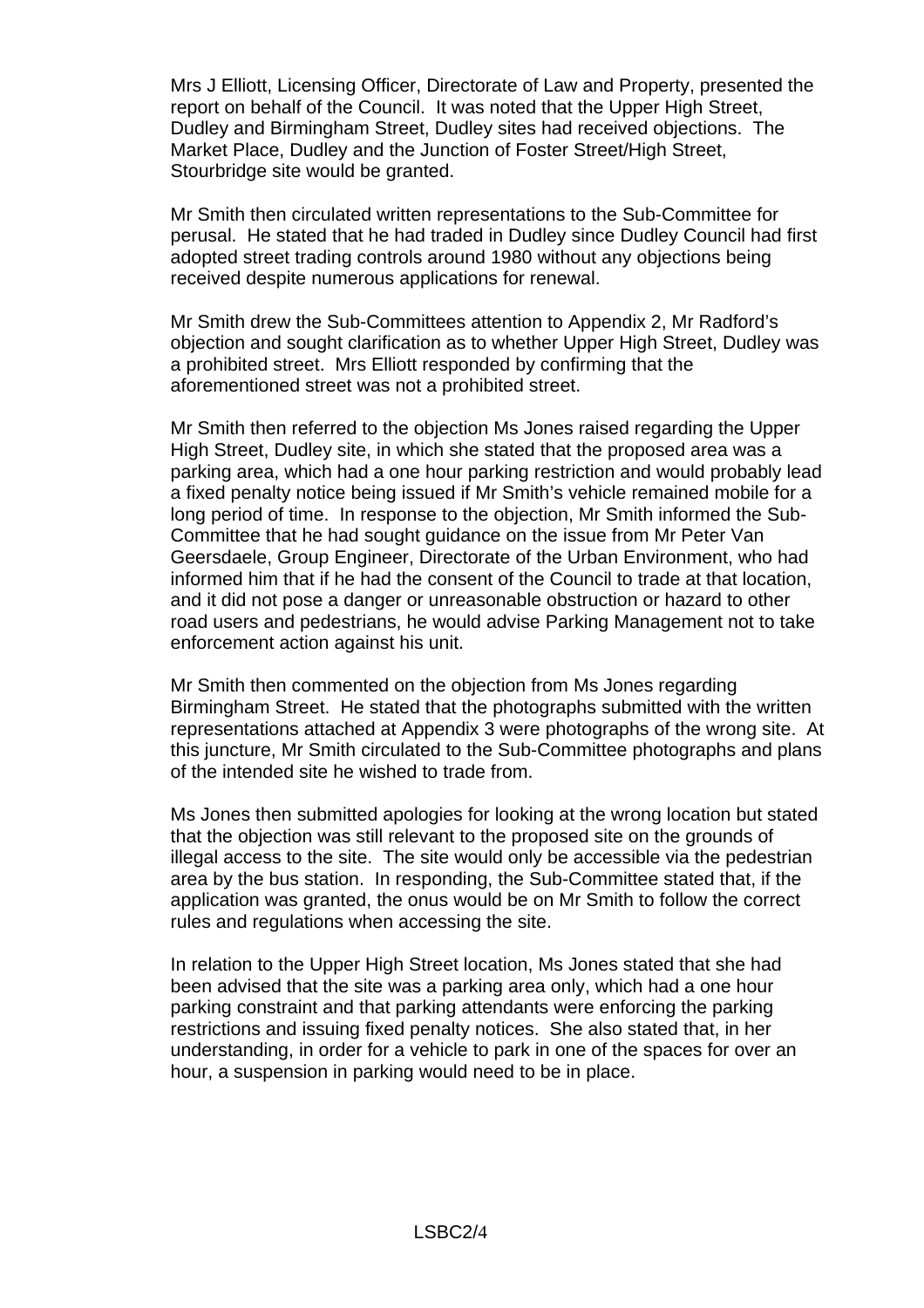Mrs J Elliott, Licensing Officer, Directorate of Law and Property, presented the report on behalf of the Council. It was noted that the Upper High Street, Dudley and Birmingham Street, Dudley sites had received objections. The Market Place, Dudley and the Junction of Foster Street/High Street, Stourbridge site would be granted.

Mr Smith then circulated written representations to the Sub-Committee for perusal. He stated that he had traded in Dudley since Dudley Council had first adopted street trading controls around 1980 without any objections being received despite numerous applications for renewal.

Mr Smith drew the Sub-Committees attention to Appendix 2, Mr Radford's objection and sought clarification as to whether Upper High Street, Dudley was a prohibited street. Mrs Elliott responded by confirming that the aforementioned street was not a prohibited street.

Mr Smith then referred to the objection Ms Jones raised regarding the Upper High Street, Dudley site, in which she stated that the proposed area was a parking area, which had a one hour parking restriction and would probably lead a fixed penalty notice being issued if Mr Smith's vehicle remained mobile for a long period of time. In response to the objection, Mr Smith informed the Sub-Committee that he had sought guidance on the issue from Mr Peter Van Geersdaele, Group Engineer, Directorate of the Urban Environment, who had informed him that if he had the consent of the Council to trade at that location, and it did not pose a danger or unreasonable obstruction or hazard to other road users and pedestrians, he would advise Parking Management not to take enforcement action against his unit.

Mr Smith then commented on the objection from Ms Jones regarding Birmingham Street. He stated that the photographs submitted with the written representations attached at Appendix 3 were photographs of the wrong site. At this juncture, Mr Smith circulated to the Sub-Committee photographs and plans of the intended site he wished to trade from.

Ms Jones then submitted apologies for looking at the wrong location but stated that the objection was still relevant to the proposed site on the grounds of illegal access to the site. The site would only be accessible via the pedestrian area by the bus station. In responding, the Sub-Committee stated that, if the application was granted, the onus would be on Mr Smith to follow the correct rules and regulations when accessing the site.

In relation to the Upper High Street location, Ms Jones stated that she had been advised that the site was a parking area only, which had a one hour parking constraint and that parking attendants were enforcing the parking restrictions and issuing fixed penalty notices. She also stated that, in her understanding, in order for a vehicle to park in one of the spaces for over an hour, a suspension in parking would need to be in place.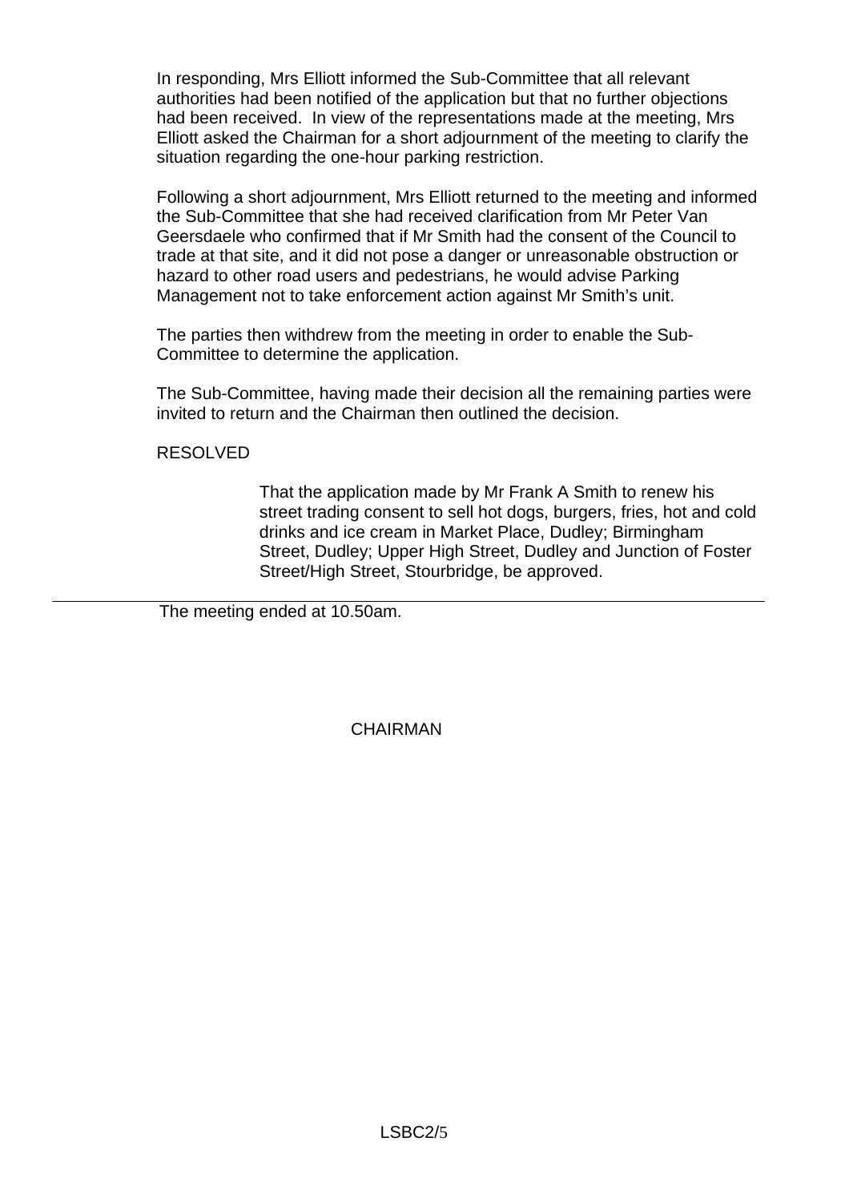In responding, Mrs Elliott informed the Sub-Committee that all relevant authorities had been notified of the application but that no further objections had been received. In view of the representations made at the meeting, Mrs Elliott asked the Chairman for a short adjournment of the meeting to clarify the situation regarding the one-hour parking restriction.

Following a short adjournment, Mrs Elliott returned to the meeting and informed the Sub-Committee that she had received clarification from Mr Peter Van Geersdaele who confirmed that if Mr Smith had the consent of the Council to trade at that site, and it did not pose a danger or unreasonable obstruction or hazard to other road users and pedestrians, he would advise Parking Management not to take enforcement action against Mr Smith's unit.

The parties then withdrew from the meeting in order to enable the Sub-Committee to determine the application.

The Sub-Committee, having made their decision all the remaining parties were invited to return and the Chairman then outlined the decision.

RESOLVED

> That the application made by Mr Frank A Smith to renew his street trading consent to sell hot dogs, burgers, fries, hot and cold drinks and ice cream in Market Place, Dudley; Birmingham Street, Dudley; Upper High Street, Dudley and Junction of Foster Street/High Street, Stourbridge, be approved.

---

The meeting ended at 10.50am.

CHAIRMAN